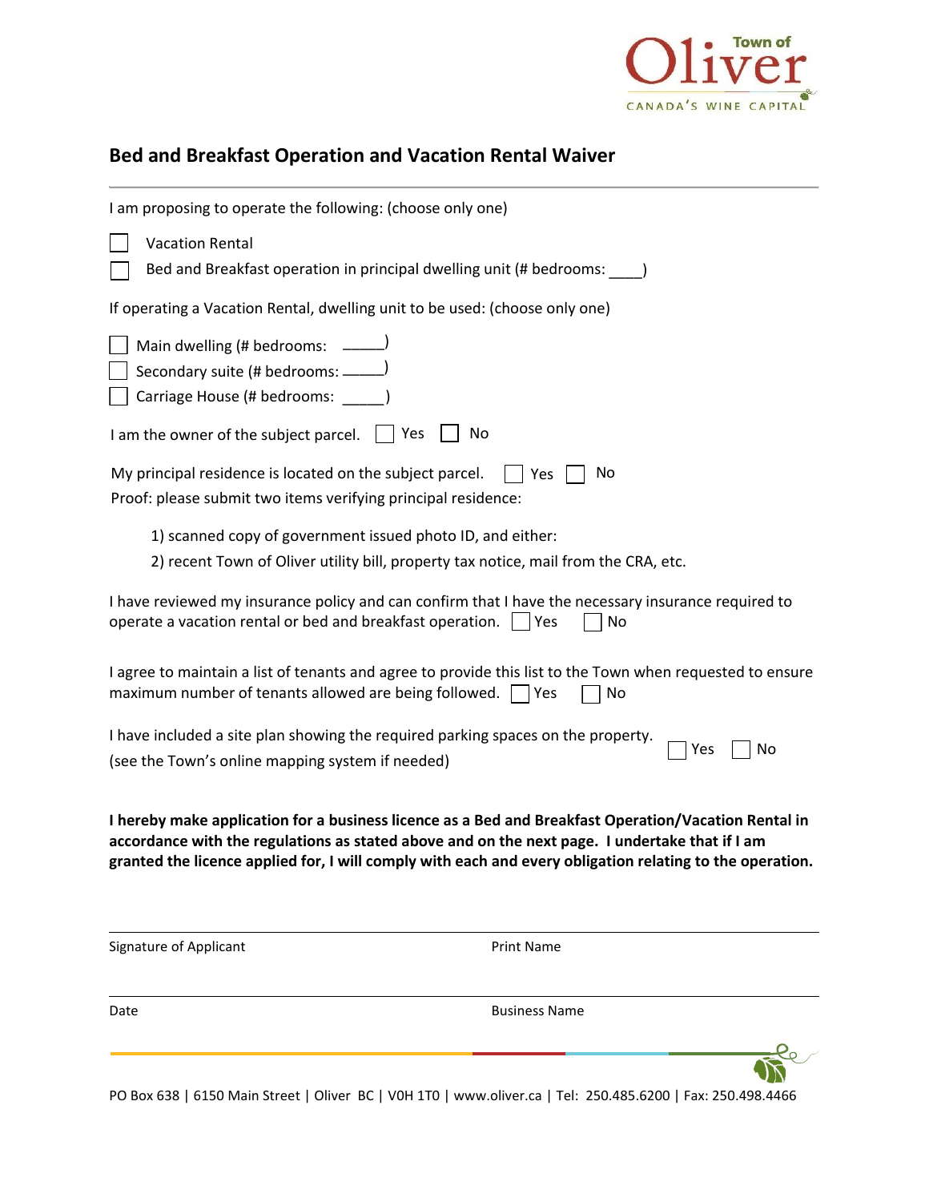Town of Oliver
CANADA'S WINE CAPITAL

## Bed and Breakfast Operation and Vacation Rental Waiver

I am proposing to operate the following: (choose only one)

☐ Vacation Rental

☐ Bed and Breakfast operation in principal dwelling unit (# bedrooms: ____)

If operating a Vacation Rental, dwelling unit to be used: (choose only one)

☐ Main dwelling (# bedrooms: _____)

☐ Secondary suite (# bedrooms: _____)

☐ Carriage House (# bedrooms: _____)

I am the owner of the subject parcel. ☐ Yes ☐ No

My principal residence is located on the subject parcel. ☐ Yes ☐ No

Proof: please submit two items verifying principal residence:

1) scanned copy of government issued photo ID, and either:
2) recent Town of Oliver utility bill, property tax notice, mail from the CRA, etc.

I have reviewed my insurance policy and can confirm that I have the necessary insurance required to operate a vacation rental or bed and breakfast operation. ☐ Yes ☐ No

I agree to maintain a list of tenants and agree to provide this list to the Town when requested to ensure maximum number of tenants allowed are being followed. ☐ Yes ☐ No

I have included a site plan showing the required parking spaces on the property. (see the Town's online mapping system if needed) ☐ Yes ☐ No

**I hereby make application for a business licence as a Bed and Breakfast Operation/Vacation Rental in accordance with the regulations as stated above and on the next page. I undertake that if I am granted the licence applied for, I will comply with each and every obligation relating to the operation.**

| Signature of Applicant | Print Name |
|---|---|
| Date | Business Name |

PO Box 638 | 6150 Main Street | Oliver BC | V0H 1T0 | www.oliver.ca | Tel: 250.485.6200 | Fax: 250.498.4466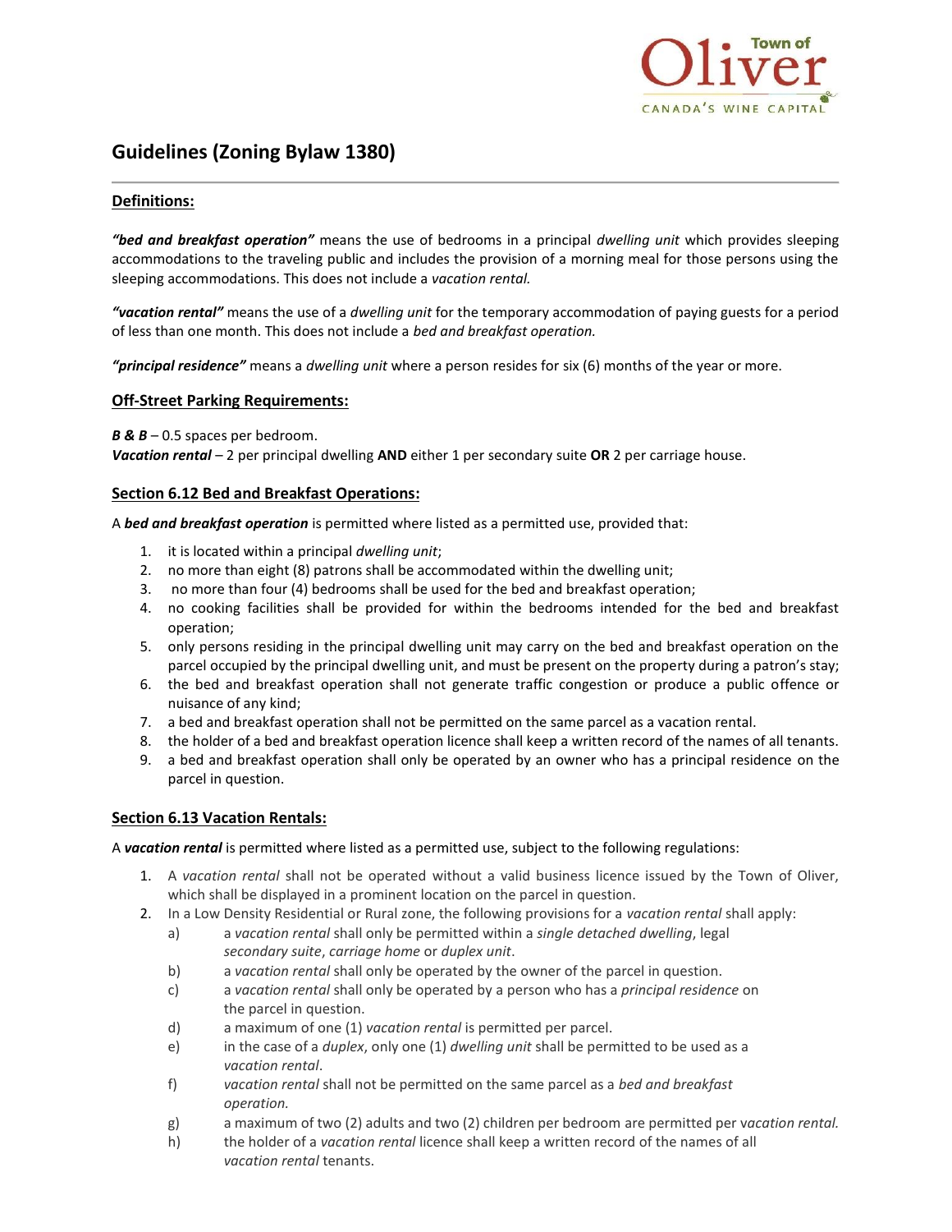# Guidelines (Zoning Bylaw 1380)

## Definitions:

***"bed and breakfast operation"*** means the use of bedrooms in a principal *dwelling unit* which provides sleeping accommodations to the traveling public and includes the provision of a morning meal for those persons using the sleeping accommodations. This does not include a *vacation rental.*

***"vacation rental"*** means the use of a *dwelling unit* for the temporary accommodation of paying guests for a period of less than one month. This does not include a *bed and breakfast operation.*

***"principal residence"*** means a *dwelling unit* where a person resides for six (6) months of the year or more.

## Off-Street Parking Requirements:

***B & B*** – 0.5 spaces per bedroom.
***Vacation rental*** – 2 per principal dwelling **AND** either 1 per secondary suite **OR** 2 per carriage house.

## Section 6.12 Bed and Breakfast Operations:

A ***bed and breakfast operation*** is permitted where listed as a permitted use, provided that:

1. it is located within a principal *dwelling unit*;
2. no more than eight (8) patrons shall be accommodated within the dwelling unit;
3. no more than four (4) bedrooms shall be used for the bed and breakfast operation;
4. no cooking facilities shall be provided for within the bedrooms intended for the bed and breakfast operation;
5. only persons residing in the principal dwelling unit may carry on the bed and breakfast operation on the parcel occupied by the principal dwelling unit, and must be present on the property during a patron's stay;
6. the bed and breakfast operation shall not generate traffic congestion or produce a public offence or nuisance of any kind;
7. a bed and breakfast operation shall not be permitted on the same parcel as a vacation rental.
8. the holder of a bed and breakfast operation licence shall keep a written record of the names of all tenants.
9. a bed and breakfast operation shall only be operated by an owner who has a principal residence on the parcel in question.

## Section 6.13 Vacation Rentals:

A ***vacation rental*** is permitted where listed as a permitted use, subject to the following regulations:

1. A *vacation rental* shall not be operated without a valid business licence issued by the Town of Oliver, which shall be displayed in a prominent location on the parcel in question.
2. In a Low Density Residential or Rural zone, the following provisions for a *vacation rental* shall apply:
   a) a *vacation rental* shall only be permitted within a *single detached dwelling*, legal *secondary suite*, *carriage home* or *duplex unit*.
   b) a *vacation rental* shall only be operated by the owner of the parcel in question.
   c) a *vacation rental* shall only be operated by a person who has a *principal residence* on the parcel in question.
   d) a maximum of one (1) *vacation rental* is permitted per parcel.
   e) in the case of a *duplex*, only one (1) *dwelling unit* shall be permitted to be used as a *vacation rental*.
   f) *vacation rental* shall not be permitted on the same parcel as a *bed and breakfast operation.*
   g) a maximum of two (2) adults and two (2) children per bedroom are permitted per *vacation rental.*
   h) the holder of a *vacation rental* licence shall keep a written record of the names of all *vacation rental* tenants.